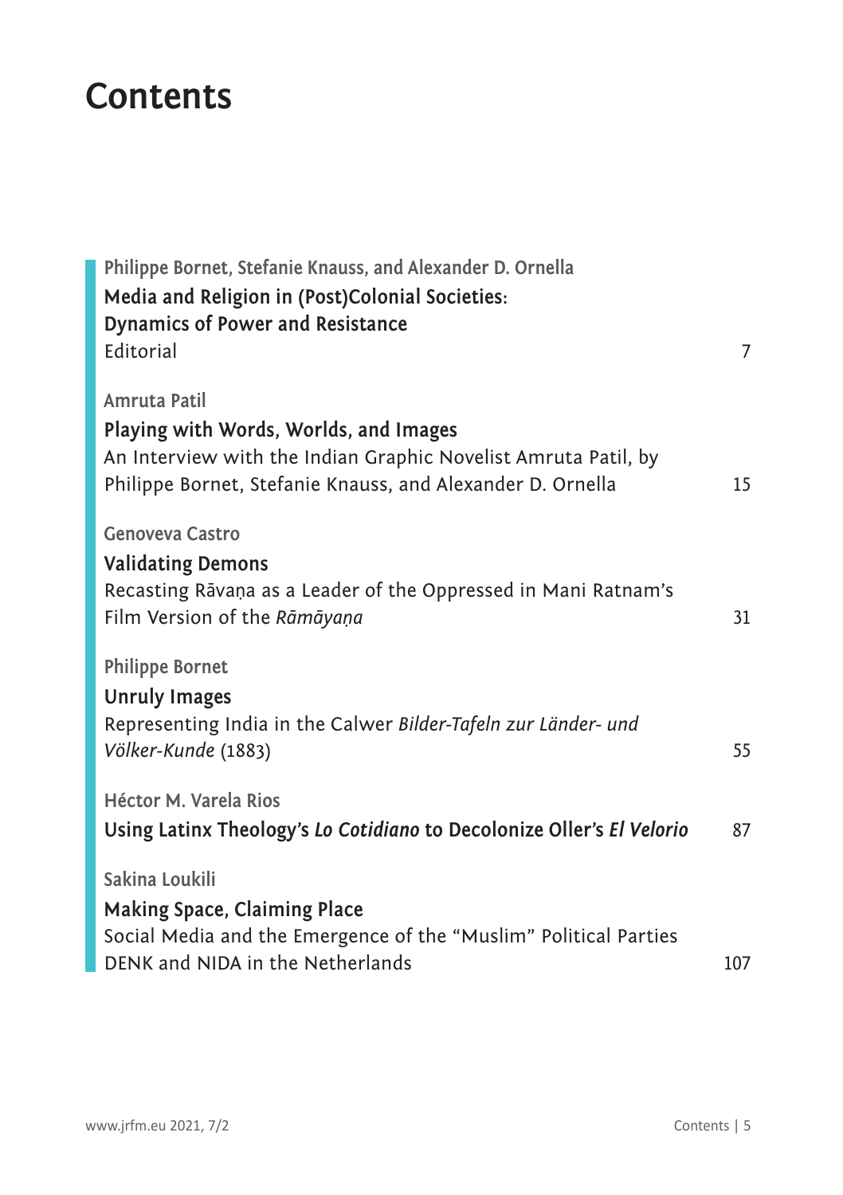# Contents

Philippe Bornet, Stefanie Knauss, and Alexander D. Ornella
**Media and Religion in (Post)Colonial Societies: Dynamics of Power and Resistance**
Editorial 7

Amruta Patil
**Playing with Words, Worlds, and Images**
An Interview with the Indian Graphic Novelist Amruta Patil, by Philippe Bornet, Stefanie Knauss, and Alexander D. Ornella 15

Genoveva Castro
**Validating Demons**
Recasting Rāvaṇa as a Leader of the Oppressed in Mani Ratnam's Film Version of the *Rāmāyaṇa* 31

Philippe Bornet
**Unruly Images**
Representing India in the Calwer *Bilder-Tafeln zur Länder- und Völker-Kunde* (1883) 55

Héctor M. Varela Rios
**Using Latinx Theology's *Lo Cotidiano* to Decolonize Oller's *El Velorio*** 87

Sakina Loukili
**Making Space, Claiming Place**
Social Media and the Emergence of the "Muslim" Political Parties DENK and NIDA in the Netherlands 107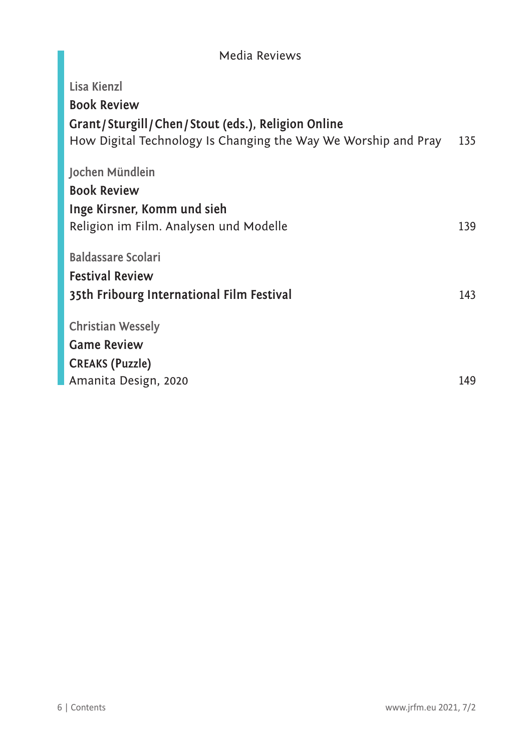## Media Reviews

Lisa Kienzl
**Book Review**
**Grant / Sturgill / Chen / Stout (eds.), Religion Online**
How Digital Technology Is Changing the Way We Worship and Pray 135

Jochen Mündlein
**Book Review**
**Inge Kirsner, Komm und sieh**
Religion im Film. Analysen und Modelle 139

Baldassare Scolari
**Festival Review**
**35th Fribourg International Film Festival** 143

Christian Wessely
**Game Review**
**CREAKS (Puzzle)**
Amanita Design, 2020 149